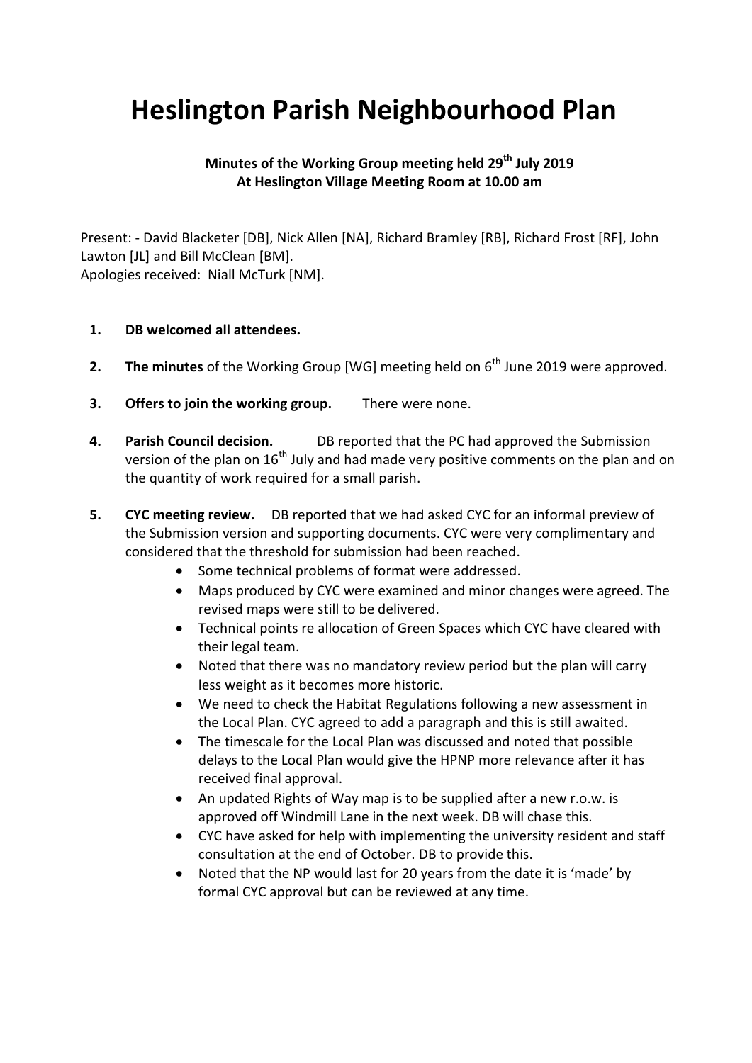# Heslington Parish Neighbourhood Plan

**Minutes of the Working Group meeting held 29th July 2019**
**At Heslington Village Meeting Room at 10.00 am**

Present: - David Blacketer [DB], Nick Allen [NA], Richard Bramley [RB], Richard Frost [RF], John Lawton [JL] and Bill McClean [BM].
Apologies received: Niall McTurk [NM].

1. **DB welcomed all attendees.**
2. **The minutes** of the Working Group [WG] meeting held on 6th June 2019 were approved.
3. **Offers to join the working group.** There were none.
4. **Parish Council decision.** DB reported that the PC had approved the Submission version of the plan on 16th July and had made very positive comments on the plan and on the quantity of work required for a small parish.
5. **CYC meeting review.** DB reported that we had asked CYC for an informal preview of the Submission version and supporting documents. CYC were very complimentary and considered that the threshold for submission had been reached.
    - Some technical problems of format were addressed.
    - Maps produced by CYC were examined and minor changes were agreed. The revised maps were still to be delivered.
    - Technical points re allocation of Green Spaces which CYC have cleared with their legal team.
    - Noted that there was no mandatory review period but the plan will carry less weight as it becomes more historic.
    - We need to check the Habitat Regulations following a new assessment in the Local Plan. CYC agreed to add a paragraph and this is still awaited.
    - The timescale for the Local Plan was discussed and noted that possible delays to the Local Plan would give the HPNP more relevance after it has received final approval.
    - An updated Rights of Way map is to be supplied after a new r.o.w. is approved off Windmill Lane in the next week. DB will chase this.
    - CYC have asked for help with implementing the university resident and staff consultation at the end of October. DB to provide this.
    - Noted that the NP would last for 20 years from the date it is 'made' by formal CYC approval but can be reviewed at any time.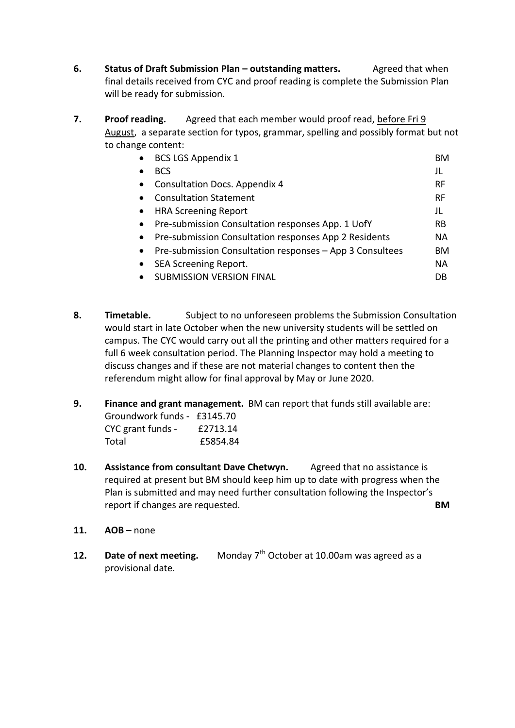**6.** **Status of Draft Submission Plan – outstanding matters.** Agreed that when final details received from CYC and proof reading is complete the Submission Plan will be ready for submission.

**7.** **Proof reading.** Agreed that each member would proof read, <u>before Fri 9 August</u>, a separate section for typos, grammar, spelling and possibly format but not to change content:

| | |
|---|---|
| • BCS LGS Appendix 1 | BM |
| • BCS | JL |
| • Consultation Docs. Appendix 4 | RF |
| • Consultation Statement | RF |
| • HRA Screening Report | JL |
| • Pre-submission Consultation responses App. 1 UofY | RB |
| • Pre-submission Consultation responses App 2 Residents | NA |
| • Pre-submission Consultation responses – App 3 Consultees | BM |
| • SEA Screening Report. | NA |
| • SUBMISSION VERSION FINAL | DB |

**8.** **Timetable.** Subject to no unforeseen problems the Submission Consultation would start in late October when the new university students will be settled on campus. The CYC would carry out all the printing and other matters required for a full 6 week consultation period. The Planning Inspector may hold a meeting to discuss changes and if these are not material changes to content then the referendum might allow for final approval by May or June 2020.

**9.** **Finance and grant management.** BM can report that funds still available are:

| | |
|---|---|
| Groundwork funds - | £3145.70 |
| CYC grant funds - | £2713.14 |
| Total | £5854.84 |

**10.** **Assistance from consultant Dave Chetwyn.** Agreed that no assistance is required at present but BM should keep him up to date with progress when the Plan is submitted and may need further consultation following the Inspector's report if changes are requested. **BM**

**11.** **AOB –** none

**12.** **Date of next meeting.** Monday 7th October at 10.00am was agreed as a provisional date.